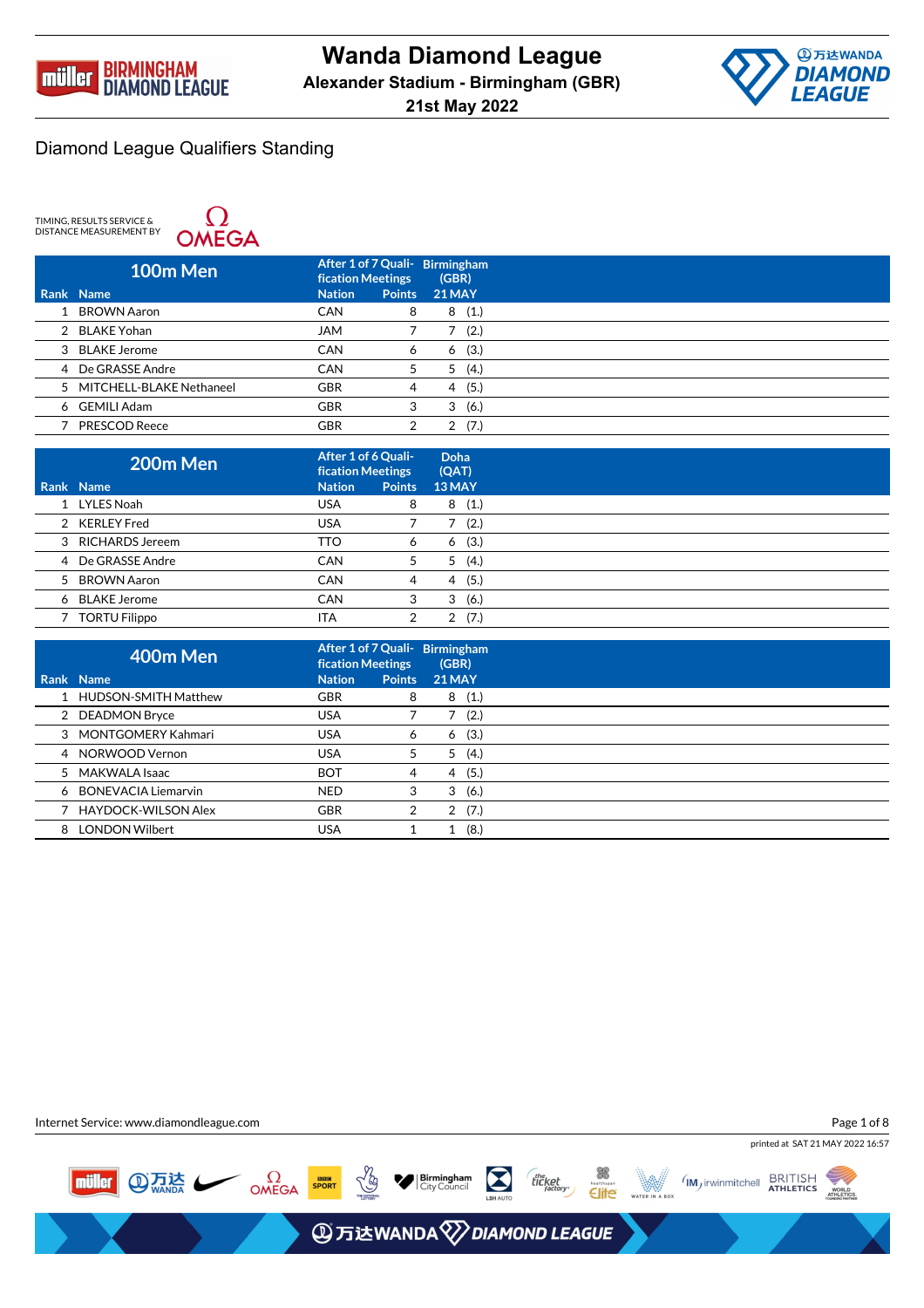# Wanda Diamond League

**Alexander Stadium - Birmingham (GBR)**

**21st May 2022**

## Diamond League Qualifiers Standing

TIMING, RESULTS SERVICE & DISTANCE MEASUREMENT BY OMEGA

| 100m Men | | After 1 of 7 Qualification Meetings | | Birmingham (GBR) |
|---|---|---|---|---|
| Rank | Name | Nation | Points | 21 MAY |
| 1 | BROWN Aaron | CAN | 8 | 8 (1.) |
| 2 | BLAKE Yohan | JAM | 7 | 7 (2.) |
| 3 | BLAKE Jerome | CAN | 6 | 6 (3.) |
| 4 | De GRASSE Andre | CAN | 5 | 5 (4.) |
| 5 | MITCHELL-BLAKE Nethaneel | GBR | 4 | 4 (5.) |
| 6 | GEMILI Adam | GBR | 3 | 3 (6.) |
| 7 | PRESCOD Reece | GBR | 2 | 2 (7.) |

| 200m Men | | After 1 of 6 Qualification Meetings | | Doha (QAT) |
|---|---|---|---|---|
| Rank | Name | Nation | Points | 13 MAY |
| 1 | LYLES Noah | USA | 8 | 8 (1.) |
| 2 | KERLEY Fred | USA | 7 | 7 (2.) |
| 3 | RICHARDS Jereem | TTO | 6 | 6 (3.) |
| 4 | De GRASSE Andre | CAN | 5 | 5 (4.) |
| 5 | BROWN Aaron | CAN | 4 | 4 (5.) |
| 6 | BLAKE Jerome | CAN | 3 | 3 (6.) |
| 7 | TORTU Filippo | ITA | 2 | 2 (7.) |

| 400m Men | | After 1 of 7 Qualification Meetings | | Birmingham (GBR) |
|---|---|---|---|---|
| Rank | Name | Nation | Points | 21 MAY |
| 1 | HUDSON-SMITH Matthew | GBR | 8 | 8 (1.) |
| 2 | DEADMON Bryce | USA | 7 | 7 (2.) |
| 3 | MONTGOMERY Kahmari | USA | 6 | 6 (3.) |
| 4 | NORWOOD Vernon | USA | 5 | 5 (4.) |
| 5 | MAKWALA Isaac | BOT | 4 | 4 (5.) |
| 6 | BONEVACIA Liemarvin | NED | 3 | 3 (6.) |
| 7 | HAYDOCK-WILSON Alex | GBR | 2 | 2 (7.) |
| 8 | LONDON Wilbert | USA | 1 | 1 (8.) |

Internet Service: www.diamondleague.com

printed at SAT 21 MAY 2022 16:57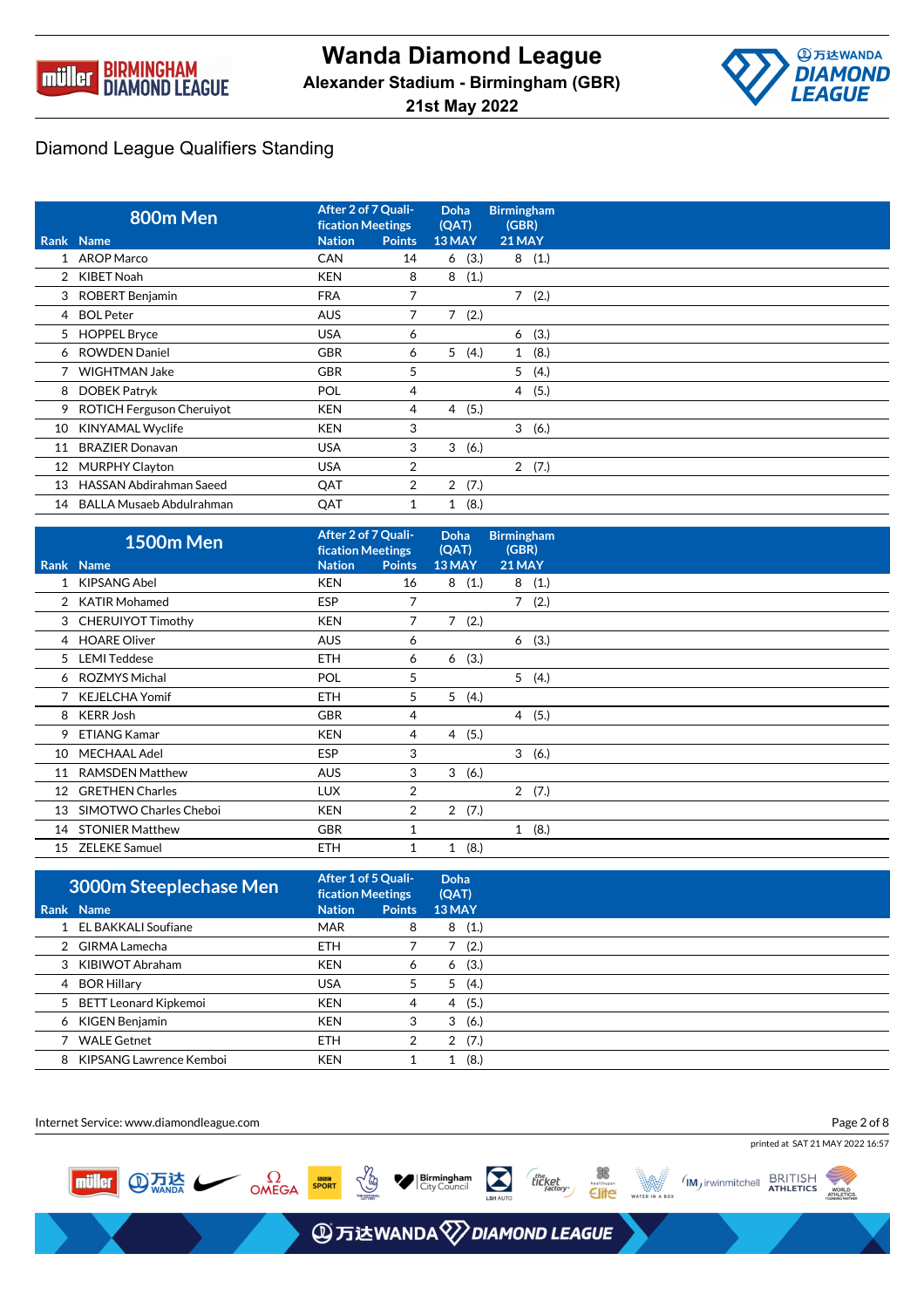# Wanda Diamond League

**Alexander Stadium - Birmingham (GBR)**

**21st May 2022**

## Diamond League Qualifiers Standing

| 800m Men | | After 2 of 7 Qualification Meetings | | Doha (QAT) | Birmingham (GBR) |
|---|---|---|---|---|---|
| Rank | Name | Nation | Points | 13 MAY | 21 MAY |
| 1 | AROP Marco | CAN | 14 | 6 (3.) | 8 (1.) |
| 2 | KIBET Noah | KEN | 8 | 8 (1.) | |
| 3 | ROBERT Benjamin | FRA | 7 | | 7 (2.) |
| 4 | BOL Peter | AUS | 7 | 7 (2.) | |
| 5 | HOPPEL Bryce | USA | 6 | | 6 (3.) |
| 6 | ROWDEN Daniel | GBR | 6 | 5 (4.) | 1 (8.) |
| 7 | WIGHTMAN Jake | GBR | 5 | | 5 (4.) |
| 8 | DOBEK Patryk | POL | 4 | | 4 (5.) |
| 9 | ROTICH Ferguson Cheruiyot | KEN | 4 | 4 (5.) | |
| 10 | KINYAMAL Wyclife | KEN | 3 | | 3 (6.) |
| 11 | BRAZIER Donavan | USA | 3 | 3 (6.) | |
| 12 | MURPHY Clayton | USA | 2 | | 2 (7.) |
| 13 | HASSAN Abdirahman Saeed | QAT | 2 | 2 (7.) | |
| 14 | BALLA Musaeb Abdulrahman | QAT | 1 | 1 (8.) | |

| 1500m Men | | After 2 of 7 Qualification Meetings | | Doha (QAT) | Birmingham (GBR) |
|---|---|---|---|---|---|
| Rank | Name | Nation | Points | 13 MAY | 21 MAY |
| 1 | KIPSANG Abel | KEN | 16 | 8 (1.) | 8 (1.) |
| 2 | KATIR Mohamed | ESP | 7 | | 7 (2.) |
| 3 | CHERUIYOT Timothy | KEN | 7 | 7 (2.) | |
| 4 | HOARE Oliver | AUS | 6 | | 6 (3.) |
| 5 | LEMI Teddese | ETH | 6 | 6 (3.) | |
| 6 | ROZMYS Michal | POL | 5 | | 5 (4.) |
| 7 | KEJELCHA Yomif | ETH | 5 | 5 (4.) | |
| 8 | KERR Josh | GBR | 4 | | 4 (5.) |
| 9 | ETIANG Kamar | KEN | 4 | 4 (5.) | |
| 10 | MECHAAL Adel | ESP | 3 | | 3 (6.) |
| 11 | RAMSDEN Matthew | AUS | 3 | 3 (6.) | |
| 12 | GRETHEN Charles | LUX | 2 | | 2 (7.) |
| 13 | SIMOTWO Charles Cheboi | KEN | 2 | 2 (7.) | |
| 14 | STONIER Matthew | GBR | 1 | | 1 (8.) |
| 15 | ZELEKE Samuel | ETH | 1 | 1 (8.) | |

| 3000m Steeplechase Men | | After 1 of 5 Qualification Meetings | | Doha (QAT) |
|---|---|---|---|---|
| Rank | Name | Nation | Points | 13 MAY |
| 1 | EL BAKKALI Soufiane | MAR | 8 | 8 (1.) |
| 2 | GIRMA Lamecha | ETH | 7 | 7 (2.) |
| 3 | KIBIWOT Abraham | KEN | 6 | 6 (3.) |
| 4 | BOR Hillary | USA | 5 | 5 (4.) |
| 5 | BETT Leonard Kipkemoi | KEN | 4 | 4 (5.) |
| 6 | KIGEN Benjamin | KEN | 3 | 3 (6.) |
| 7 | WALE Getnet | ETH | 2 | 2 (7.) |
| 8 | KIPSANG Lawrence Kemboi | KEN | 1 | 1 (8.) |

Internet Service: www.diamondleague.com

printed at SAT 21 MAY 2022 16:57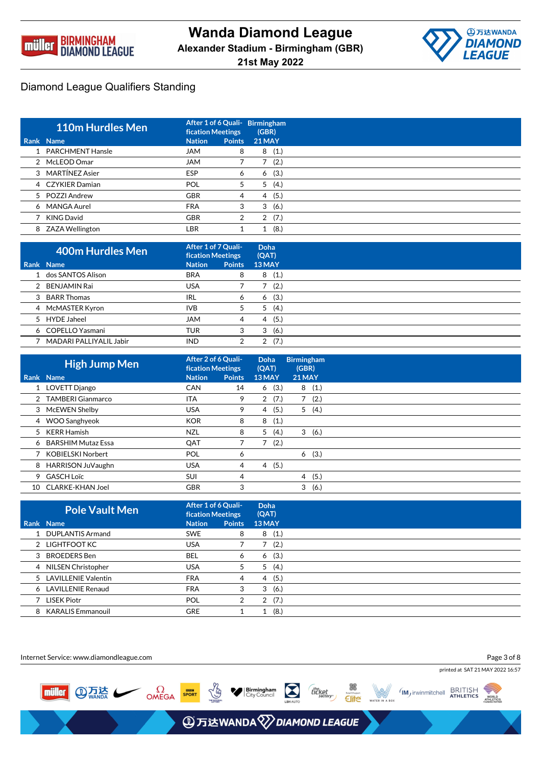# Wanda Diamond League

**Alexander Stadium - Birmingham (GBR)**

**21st May 2022**

## Diamond League Qualifiers Standing

### 110m Hurdles Men

| Rank | Name | Nation | Points After 1 of 6 Qualification Meetings | Birmingham (GBR) 21 MAY |
|---|---|---|---|---|
| 1 | PARCHMENT Hansle | JAM | 8 | 8 (1.) |
| 2 | McLEOD Omar | JAM | 7 | 7 (2.) |
| 3 | MARTÍNEZ Asier | ESP | 6 | 6 (3.) |
| 4 | CZYKIER Damian | POL | 5 | 5 (4.) |
| 5 | POZZI Andrew | GBR | 4 | 4 (5.) |
| 6 | MANGA Aurel | FRA | 3 | 3 (6.) |
| 7 | KING David | GBR | 2 | 2 (7.) |
| 8 | ZAZA Wellington | LBR | 1 | 1 (8.) |

### 400m Hurdles Men

| Rank | Name | Nation | Points After 1 of 7 Qualification Meetings | Doha (QAT) 13 MAY |
|---|---|---|---|---|
| 1 | dos SANTOS Alison | BRA | 8 | 8 (1.) |
| 2 | BENJAMIN Rai | USA | 7 | 7 (2.) |
| 3 | BARR Thomas | IRL | 6 | 6 (3.) |
| 4 | McMASTER Kyron | IVB | 5 | 5 (4.) |
| 5 | HYDE Jaheel | JAM | 4 | 4 (5.) |
| 6 | COPELLO Yasmani | TUR | 3 | 3 (6.) |
| 7 | MADARI PALLIYALIL Jabir | IND | 2 | 2 (7.) |

### High Jump Men

| Rank | Name | Nation | Points After 2 of 6 Qualification Meetings | Doha (QAT) 13 MAY | Birmingham (GBR) 21 MAY |
|---|---|---|---|---|---|
| 1 | LOVETT Django | CAN | 14 | 6 (3.) | 8 (1.) |
| 2 | TAMBERI Gianmarco | ITA | 9 | 2 (7.) | 7 (2.) |
| 3 | McEWEN Shelby | USA | 9 | 4 (5.) | 5 (4.) |
| 4 | WOO Sanghyeok | KOR | 8 | 8 (1.) | |
| 5 | KERR Hamish | NZL | 8 | 5 (4.) | 3 (6.) |
| 6 | BARSHIM Mutaz Essa | QAT | 7 | 7 (2.) | |
| 7 | KOBIELSKI Norbert | POL | 6 | | 6 (3.) |
| 8 | HARRISON JuVaughn | USA | 4 | 4 (5.) | |
| 9 | GASCH Loïc | SUI | 4 | | 4 (5.) |
| 10 | CLARKE-KHAN Joel | GBR | 3 | | 3 (6.) |

### Pole Vault Men

| Rank | Name | Nation | Points After 1 of 6 Qualification Meetings | Doha (QAT) 13 MAY |
|---|---|---|---|---|
| 1 | DUPLANTIS Armand | SWE | 8 | 8 (1.) |
| 2 | LIGHTFOOT KC | USA | 7 | 7 (2.) |
| 3 | BROEDERS Ben | BEL | 6 | 6 (3.) |
| 4 | NILSEN Christopher | USA | 5 | 5 (4.) |
| 5 | LAVILLENIE Valentin | FRA | 4 | 4 (5.) |
| 6 | LAVILLENIE Renaud | FRA | 3 | 3 (6.) |
| 7 | LISEK Piotr | POL | 2 | 2 (7.) |
| 8 | KARALIS Emmanouil | GRE | 1 | 1 (8.) |

Internet Service: www.diamondleague.com

printed at SAT 21 MAY 2022 16:57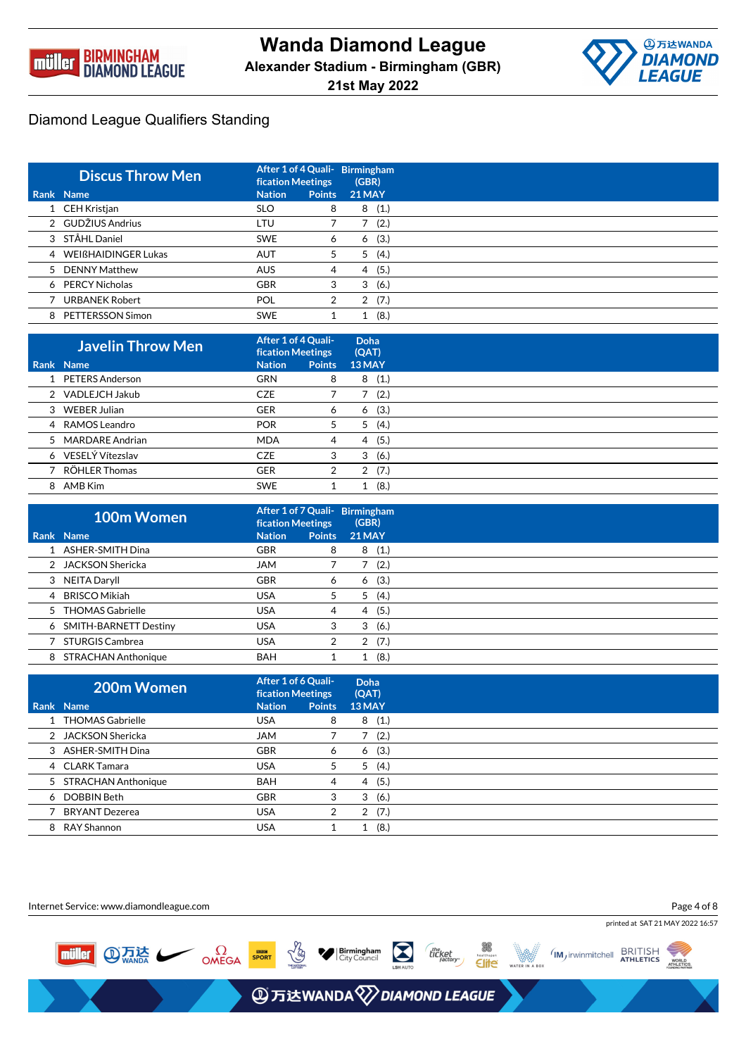# Wanda Diamond League

**Alexander Stadium - Birmingham (GBR)**

**21st May 2022**

## Diamond League Qualifiers Standing

| Discus Throw Men | | After 1 of 4 Qualification Meetings | | Birmingham (GBR) |
|---|---|---|---|---|
| **Rank** | **Name** | **Nation** | **Points** | **21 MAY** |
| 1 | CEH Kristjan | SLO | 8 | 8 (1.) |
| 2 | GUDŽIUS Andrius | LTU | 7 | 7 (2.) |
| 3 | STÅHL Daniel | SWE | 6 | 6 (3.) |
| 4 | WEIßHAIDINGER Lukas | AUT | 5 | 5 (4.) |
| 5 | DENNY Matthew | AUS | 4 | 4 (5.) |
| 6 | PERCY Nicholas | GBR | 3 | 3 (6.) |
| 7 | URBANEK Robert | POL | 2 | 2 (7.) |
| 8 | PETTERSSON Simon | SWE | 1 | 1 (8.) |

| Javelin Throw Men | | After 1 of 4 Qualification Meetings | | Doha (QAT) |
|---|---|---|---|---|
| **Rank** | **Name** | **Nation** | **Points** | **13 MAY** |
| 1 | PETERS Anderson | GRN | 8 | 8 (1.) |
| 2 | VADLEJCH Jakub | CZE | 7 | 7 (2.) |
| 3 | WEBER Julian | GER | 6 | 6 (3.) |
| 4 | RAMOS Leandro | POR | 5 | 5 (4.) |
| 5 | MARDARE Andrian | MDA | 4 | 4 (5.) |
| 6 | VESELÝ Vítezslav | CZE | 3 | 3 (6.) |
| 7 | RÖHLER Thomas | GER | 2 | 2 (7.) |
| 8 | AMB Kim | SWE | 1 | 1 (8.) |

| 100m Women | | After 1 of 7 Qualification Meetings | | Birmingham (GBR) |
|---|---|---|---|---|
| **Rank** | **Name** | **Nation** | **Points** | **21 MAY** |
| 1 | ASHER-SMITH Dina | GBR | 8 | 8 (1.) |
| 2 | JACKSON Shericka | JAM | 7 | 7 (2.) |
| 3 | NEITA Daryll | GBR | 6 | 6 (3.) |
| 4 | BRISCO Mikiah | USA | 5 | 5 (4.) |
| 5 | THOMAS Gabrielle | USA | 4 | 4 (5.) |
| 6 | SMITH-BARNETT Destiny | USA | 3 | 3 (6.) |
| 7 | STURGIS Cambrea | USA | 2 | 2 (7.) |
| 8 | STRACHAN Anthonique | BAH | 1 | 1 (8.) |

| 200m Women | | After 1 of 6 Qualification Meetings | | Doha (QAT) |
|---|---|---|---|---|
| **Rank** | **Name** | **Nation** | **Points** | **13 MAY** |
| 1 | THOMAS Gabrielle | USA | 8 | 8 (1.) |
| 2 | JACKSON Shericka | JAM | 7 | 7 (2.) |
| 3 | ASHER-SMITH Dina | GBR | 6 | 6 (3.) |
| 4 | CLARK Tamara | USA | 5 | 5 (4.) |
| 5 | STRACHAN Anthonique | BAH | 4 | 4 (5.) |
| 6 | DOBBIN Beth | GBR | 3 | 3 (6.) |
| 7 | BRYANT Dezerea | USA | 2 | 2 (7.) |
| 8 | RAY Shannon | USA | 1 | 1 (8.) |

Internet Service: www.diamondleague.com

printed at SAT 21 MAY 2022 16:57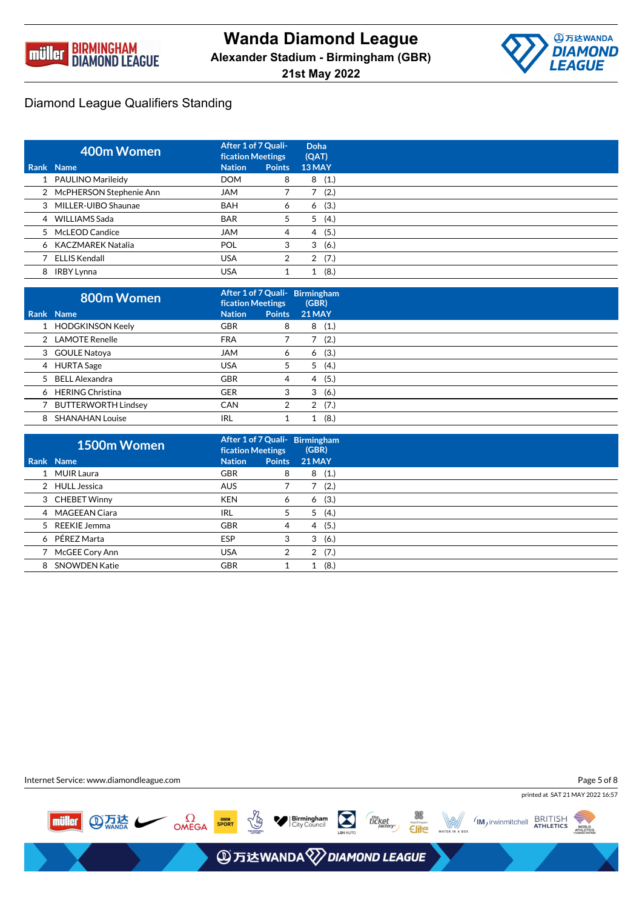# Wanda Diamond League

**Alexander Stadium - Birmingham (GBR)**

**21st May 2022**

## Diamond League Qualifiers Standing

| 400m Women | | | After 1 of 7 Qualification Meetings | | Doha (QAT) |
|---|---|---|---|---|---|
| **Rank** | **Name** | **Nation** | **Points** | **13 MAY** | |
| 1 | PAULINO Marileidy | DOM | 8 | 8 | (1.) |
| 2 | McPHERSON Stephenie Ann | JAM | 7 | 7 | (2.) |
| 3 | MILLER-UIBO Shaunae | BAH | 6 | 6 | (3.) |
| 4 | WILLIAMS Sada | BAR | 5 | 5 | (4.) |
| 5 | McLEOD Candice | JAM | 4 | 4 | (5.) |
| 6 | KACZMAREK Natalia | POL | 3 | 3 | (6.) |
| 7 | ELLIS Kendall | USA | 2 | 2 | (7.) |
| 8 | IRBY Lynna | USA | 1 | 1 | (8.) |

| 800m Women | | | After 1 of 7 Qualification Meetings | | Birmingham (GBR) |
|---|---|---|---|---|---|
| **Rank** | **Name** | **Nation** | **Points** | **21 MAY** | |
| 1 | HODGKINSON Keely | GBR | 8 | 8 | (1.) |
| 2 | LAMOTE Renelle | FRA | 7 | 7 | (2.) |
| 3 | GOULE Natoya | JAM | 6 | 6 | (3.) |
| 4 | HURTA Sage | USA | 5 | 5 | (4.) |
| 5 | BELL Alexandra | GBR | 4 | 4 | (5.) |
| 6 | HERING Christina | GER | 3 | 3 | (6.) |
| 7 | BUTTERWORTH Lindsey | CAN | 2 | 2 | (7.) |
| 8 | SHANAHAN Louise | IRL | 1 | 1 | (8.) |

| 1500m Women | | | After 1 of 7 Qualification Meetings | | Birmingham (GBR) |
|---|---|---|---|---|---|
| **Rank** | **Name** | **Nation** | **Points** | **21 MAY** | |
| 1 | MUIR Laura | GBR | 8 | 8 | (1.) |
| 2 | HULL Jessica | AUS | 7 | 7 | (2.) |
| 3 | CHEBET Winny | KEN | 6 | 6 | (3.) |
| 4 | MAGEEAN Ciara | IRL | 5 | 5 | (4.) |
| 5 | REEKIE Jemma | GBR | 4 | 4 | (5.) |
| 6 | PÉREZ Marta | ESP | 3 | 3 | (6.) |
| 7 | McGEE Cory Ann | USA | 2 | 2 | (7.) |
| 8 | SNOWDEN Katie | GBR | 1 | 1 | (8.) |

Internet Service: www.diamondleague.com

printed at SAT 21 MAY 2022 16:57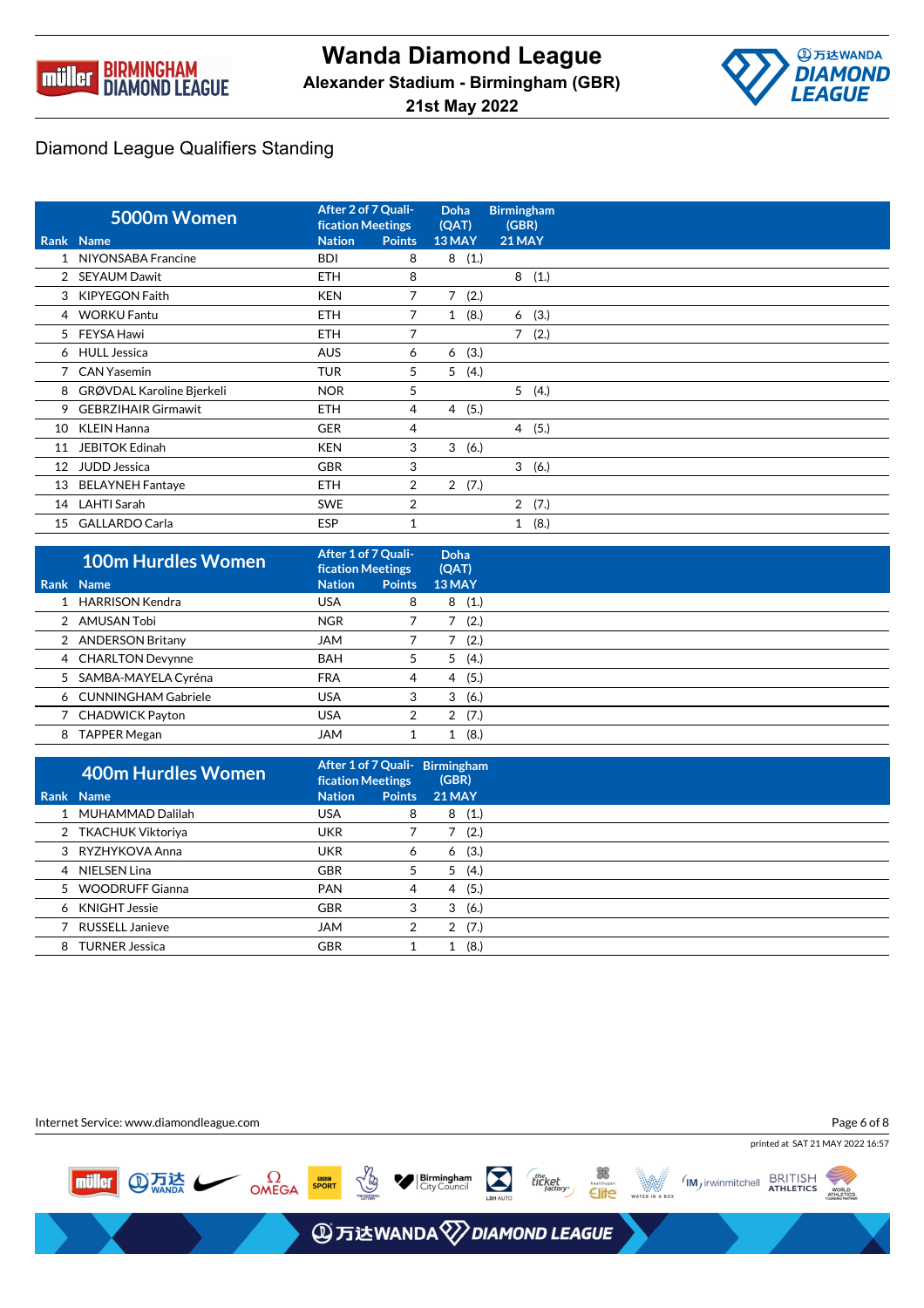# Wanda Diamond League

**Alexander Stadium - Birmingham (GBR)**

**21st May 2022**

## Diamond League Qualifiers Standing

### 5000m Women

| Rank | Name | Nation | Points (After 2 of 7 Qualification Meetings) | Doha (QAT) 13 MAY | Birmingham (GBR) 21 MAY |
|---|---|---|---|---|---|
| 1 | NIYONSABA Francine | BDI | 8 | 8 (1.) | |
| 2 | SEYAUM Dawit | ETH | 8 | | 8 (1.) |
| 3 | KIPYEGON Faith | KEN | 7 | 7 (2.) | |
| 4 | WORKU Fantu | ETH | 7 | 1 (8.) | 6 (3.) |
| 5 | FEYSA Hawi | ETH | 7 | | 7 (2.) |
| 6 | HULL Jessica | AUS | 6 | 6 (3.) | |
| 7 | CAN Yasemin | TUR | 5 | 5 (4.) | |
| 8 | GRØVDAL Karoline Bjerkeli | NOR | 5 | | 5 (4.) |
| 9 | GEBRZIHAIR Girmawit | ETH | 4 | 4 (5.) | |
| 10 | KLEIN Hanna | GER | 4 | | 4 (5.) |
| 11 | JEBITOK Edinah | KEN | 3 | 3 (6.) | |
| 12 | JUDD Jessica | GBR | 3 | | 3 (6.) |
| 13 | BELAYNEH Fantaye | ETH | 2 | 2 (7.) | |
| 14 | LAHTI Sarah | SWE | 2 | | 2 (7.) |
| 15 | GALLARDO Carla | ESP | 1 | | 1 (8.) |

### 100m Hurdles Women

| Rank | Name | Nation | Points (After 1 of 7 Qualification Meetings) | Doha (QAT) 13 MAY |
|---|---|---|---|---|
| 1 | HARRISON Kendra | USA | 8 | 8 (1.) |
| 2 | AMUSAN Tobi | NGR | 7 | 7 (2.) |
| 2 | ANDERSON Britany | JAM | 7 | 7 (2.) |
| 4 | CHARLTON Devynne | BAH | 5 | 5 (4.) |
| 5 | SAMBA-MAYELA Cyréna | FRA | 4 | 4 (5.) |
| 6 | CUNNINGHAM Gabriele | USA | 3 | 3 (6.) |
| 7 | CHADWICK Payton | USA | 2 | 2 (7.) |
| 8 | TAPPER Megan | JAM | 1 | 1 (8.) |

### 400m Hurdles Women

| Rank | Name | Nation | Points (After 1 of 7 Qualification Meetings) | Birmingham (GBR) 21 MAY |
|---|---|---|---|---|
| 1 | MUHAMMAD Dalilah | USA | 8 | 8 (1.) |
| 2 | TKACHUK Viktoriya | UKR | 7 | 7 (2.) |
| 3 | RYZHYKOVA Anna | UKR | 6 | 6 (3.) |
| 4 | NIELSEN Lina | GBR | 5 | 5 (4.) |
| 5 | WOODRUFF Gianna | PAN | 4 | 4 (5.) |
| 6 | KNIGHT Jessie | GBR | 3 | 3 (6.) |
| 7 | RUSSELL Janieve | JAM | 2 | 2 (7.) |
| 8 | TURNER Jessica | GBR | 1 | 1 (8.) |

Internet Service: www.diamondleague.com

printed at SAT 21 MAY 2022 16:57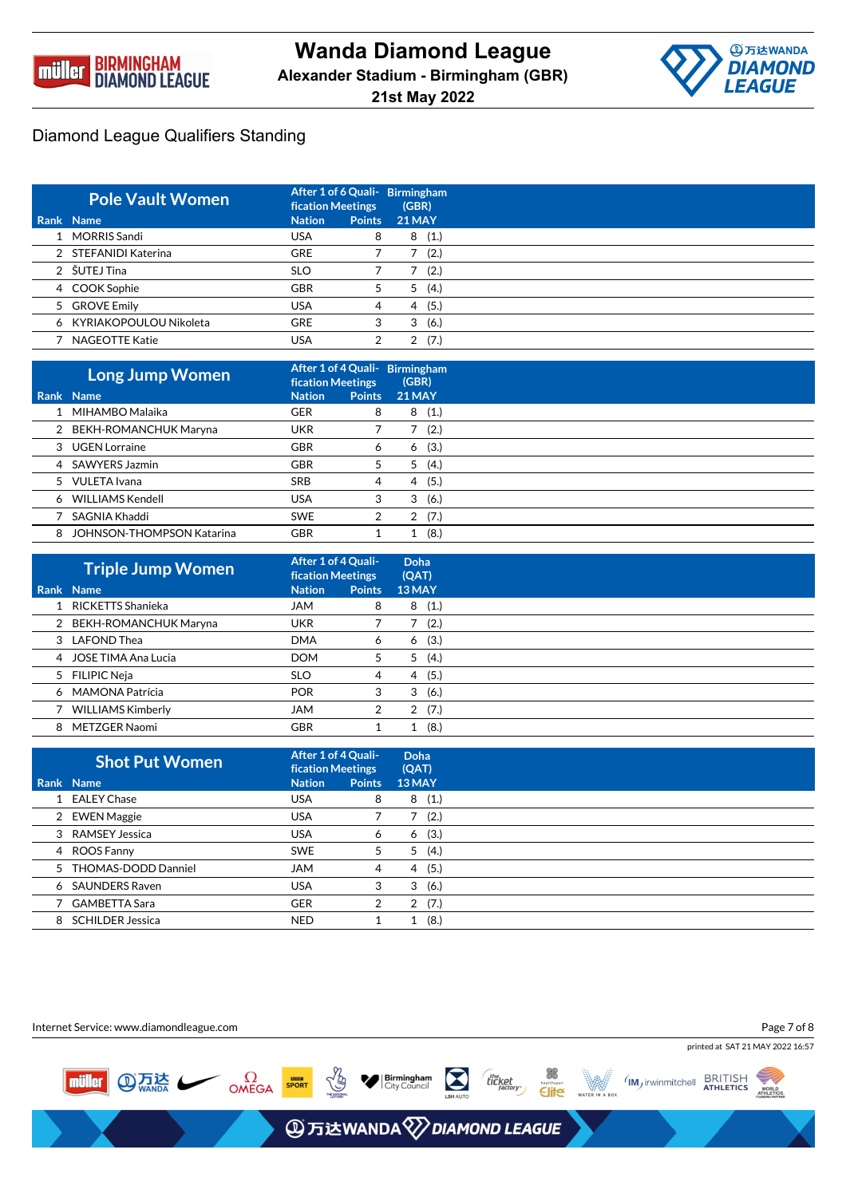# Wanda Diamond League

**Alexander Stadium - Birmingham (GBR)**

**21st May 2022**

## Diamond League Qualifiers Standing

### Pole Vault Women

| Rank | Name | Nation | Points (After 1 of 6 Qualification Meetings) | Birmingham (GBR) 21 MAY |
|---|---|---|---|---|
| 1 | MORRIS Sandi | USA | 8 | 8 (1.) |
| 2 | STEFANIDI Katerina | GRE | 7 | 7 (2.) |
| 2 | ŠUTEJ Tina | SLO | 7 | 7 (2.) |
| 4 | COOK Sophie | GBR | 5 | 5 (4.) |
| 5 | GROVE Emily | USA | 4 | 4 (5.) |
| 6 | KYRIAKOPOULOU Nikoleta | GRE | 3 | 3 (6.) |
| 7 | NAGEOTTE Katie | USA | 2 | 2 (7.) |

### Long Jump Women

| Rank | Name | Nation | Points (After 1 of 4 Qualification Meetings) | Birmingham (GBR) 21 MAY |
|---|---|---|---|---|
| 1 | MIHAMBO Malaika | GER | 8 | 8 (1.) |
| 2 | BEKH-ROMANCHUK Maryna | UKR | 7 | 7 (2.) |
| 3 | UGEN Lorraine | GBR | 6 | 6 (3.) |
| 4 | SAWYERS Jazmin | GBR | 5 | 5 (4.) |
| 5 | VULETA Ivana | SRB | 4 | 4 (5.) |
| 6 | WILLIAMS Kendell | USA | 3 | 3 (6.) |
| 7 | SAGNIA Khaddi | SWE | 2 | 2 (7.) |
| 8 | JOHNSON-THOMPSON Katarina | GBR | 1 | 1 (8.) |

### Triple Jump Women

| Rank | Name | Nation | Points (After 1 of 4 Qualification Meetings) | Doha (QAT) 13 MAY |
|---|---|---|---|---|
| 1 | RICKETTS Shanieka | JAM | 8 | 8 (1.) |
| 2 | BEKH-ROMANCHUK Maryna | UKR | 7 | 7 (2.) |
| 3 | LAFOND Thea | DMA | 6 | 6 (3.) |
| 4 | JOSE TIMA Ana Lucia | DOM | 5 | 5 (4.) |
| 5 | FILIPIC Neja | SLO | 4 | 4 (5.) |
| 6 | MAMONA Patrícia | POR | 3 | 3 (6.) |
| 7 | WILLIAMS Kimberly | JAM | 2 | 2 (7.) |
| 8 | METZGER Naomi | GBR | 1 | 1 (8.) |

### Shot Put Women

| Rank | Name | Nation | Points (After 1 of 4 Qualification Meetings) | Doha (QAT) 13 MAY |
|---|---|---|---|---|
| 1 | EALEY Chase | USA | 8 | 8 (1.) |
| 2 | EWEN Maggie | USA | 7 | 7 (2.) |
| 3 | RAMSEY Jessica | USA | 6 | 6 (3.) |
| 4 | ROOS Fanny | SWE | 5 | 5 (4.) |
| 5 | THOMAS-DODD Danniel | JAM | 4 | 4 (5.) |
| 6 | SAUNDERS Raven | USA | 3 | 3 (6.) |
| 7 | GAMBETTA Sara | GER | 2 | 2 (7.) |
| 8 | SCHILDER Jessica | NED | 1 | 1 (8.) |

Internet Service: www.diamondleague.com

printed at SAT 21 MAY 2022 16:57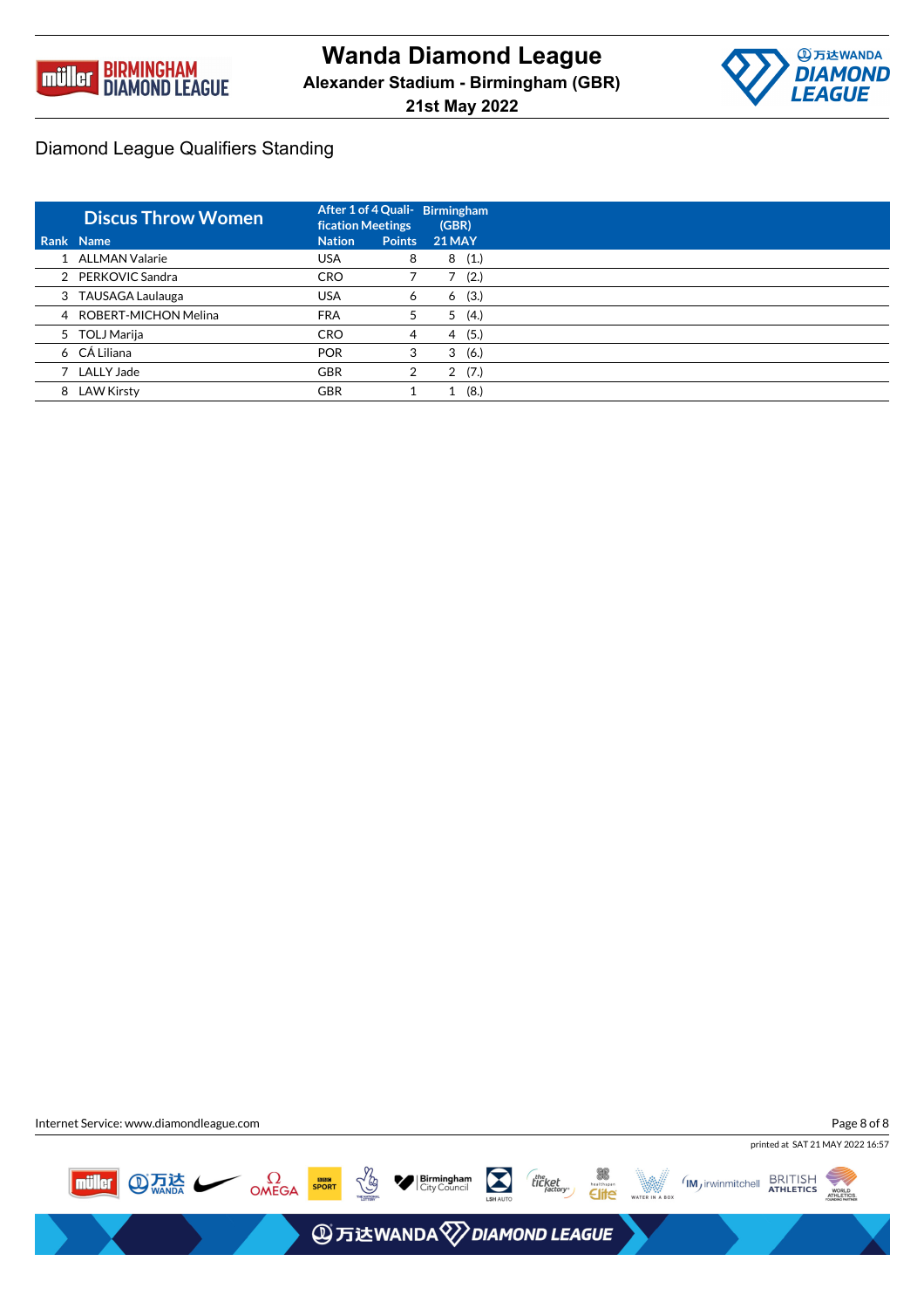# Wanda Diamond League

**Alexander Stadium - Birmingham (GBR)**

**21st May 2022**

## Diamond League Qualifiers Standing

| Discus Throw Women | | After 1 of 4 Qualification Meetings | | Birmingham (GBR) |
|---|---|---|---|---|
| Rank | Name | Nation | Points | 21 MAY |
| 1 | ALLMAN Valarie | USA | 8 | 8 (1.) |
| 2 | PERKOVIC Sandra | CRO | 7 | 7 (2.) |
| 3 | TAUSAGA Laulauga | USA | 6 | 6 (3.) |
| 4 | ROBERT-MICHON Melina | FRA | 5 | 5 (4.) |
| 5 | TOLJ Marija | CRO | 4 | 4 (5.) |
| 6 | CÁ Liliana | POR | 3 | 3 (6.) |
| 7 | LALLY Jade | GBR | 2 | 2 (7.) |
| 8 | LAW Kirsty | GBR | 1 | 1 (8.) |

Internet Service: www.diamondleague.com

printed at SAT 21 MAY 2022 16:57